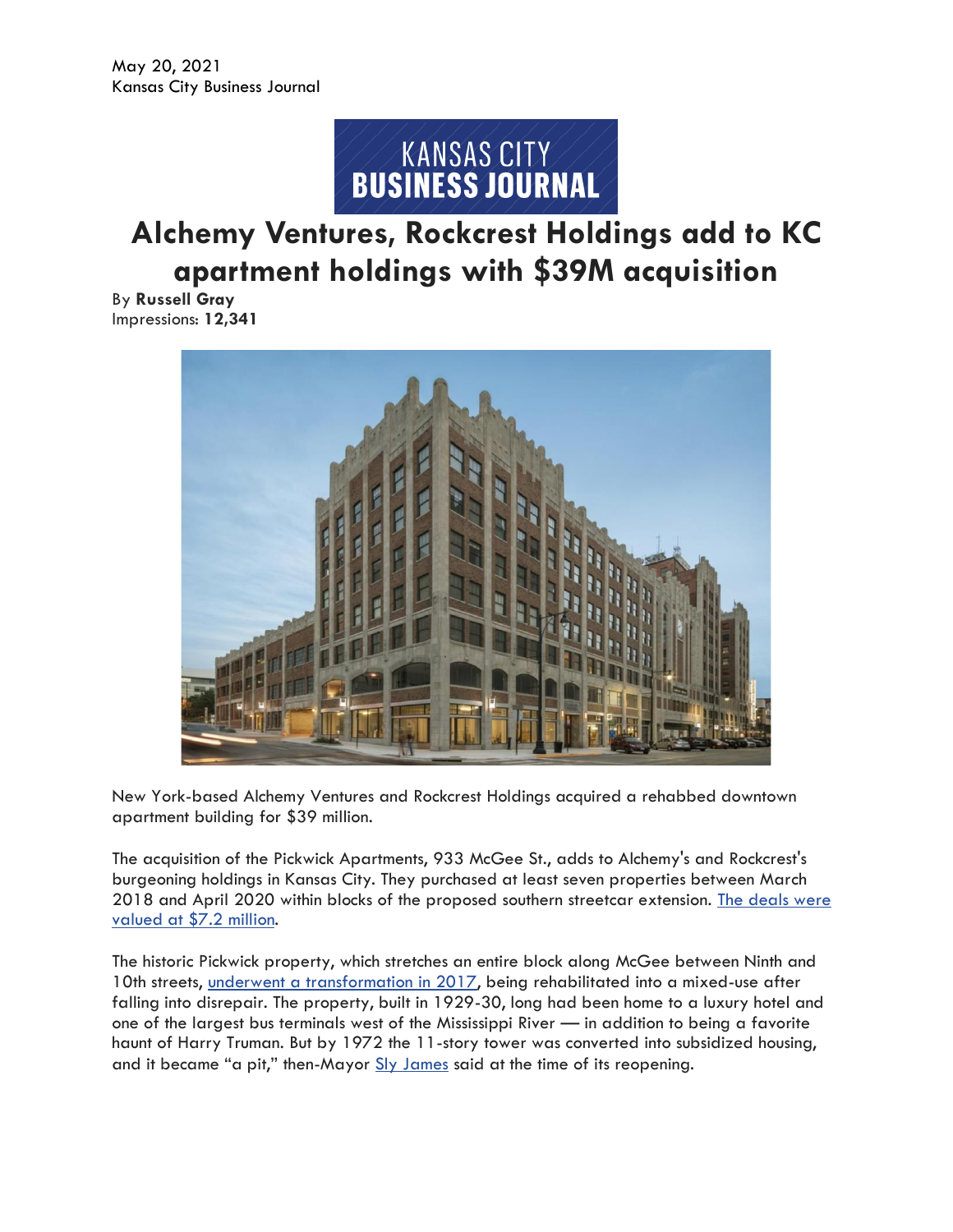May 20, 2021
Kansas City Business Journal

KANSAS CITY
BUSINESS JOURNAL

# Alchemy Ventures, Rockcrest Holdings add to KC apartment holdings with $39M acquisition

By **Russell Gray**
Impressions: **12,341**

New York-based Alchemy Ventures and Rockcrest Holdings acquired a rehabbed downtown apartment building for $39 million.

The acquisition of the Pickwick Apartments, 933 McGee St., adds to Alchemy's and Rockcrest's burgeoning holdings in Kansas City. They purchased at least seven properties between March 2018 and April 2020 within blocks of the proposed southern streetcar extension. [The deals were valued at $7.2 million](). 

The historic Pickwick property, which stretches an entire block along McGee between Ninth and 10th streets, [underwent a transformation in 2017](), being rehabilitated into a mixed-use after falling into disrepair. The property, built in 1929-30, long had been home to a luxury hotel and one of the largest bus terminals west of the Mississippi River — in addition to being a favorite haunt of Harry Truman. But by 1972 the 11-story tower was converted into subsidized housing, and it became "a pit," then-Mayor [Sly James]() said at the time of its reopening.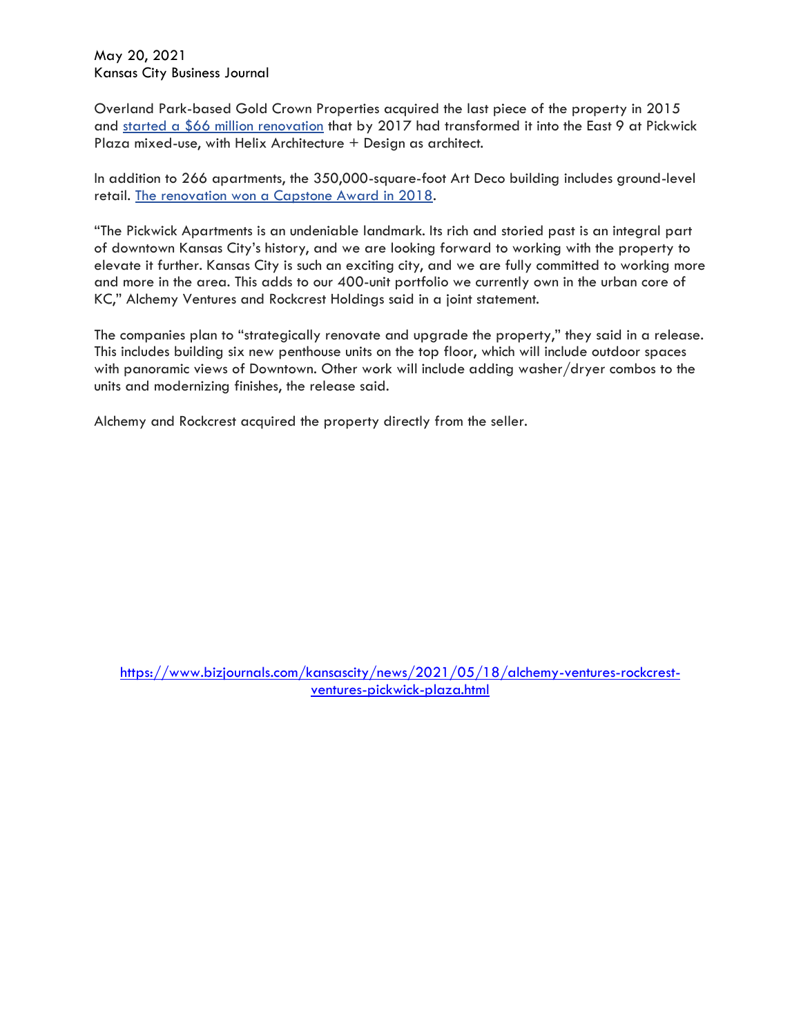May 20, 2021
Kansas City Business Journal

Overland Park-based Gold Crown Properties acquired the last piece of the property in 2015 and started a $66 million renovation that by 2017 had transformed it into the East 9 at Pickwick Plaza mixed-use, with Helix Architecture + Design as architect.

In addition to 266 apartments, the 350,000-square-foot Art Deco building includes ground-level retail. The renovation won a Capstone Award in 2018.

"The Pickwick Apartments is an undeniable landmark. Its rich and storied past is an integral part of downtown Kansas City's history, and we are looking forward to working with the property to elevate it further. Kansas City is such an exciting city, and we are fully committed to working more and more in the area. This adds to our 400-unit portfolio we currently own in the urban core of KC," Alchemy Ventures and Rockcrest Holdings said in a joint statement.

The companies plan to "strategically renovate and upgrade the property," they said in a release. This includes building six new penthouse units on the top floor, which will include outdoor spaces with panoramic views of Downtown. Other work will include adding washer/dryer combos to the units and modernizing finishes, the release said.

Alchemy and Rockcrest acquired the property directly from the seller.

https://www.bizjournals.com/kansascity/news/2021/05/18/alchemy-ventures-rockcrest-ventures-pickwick-plaza.html